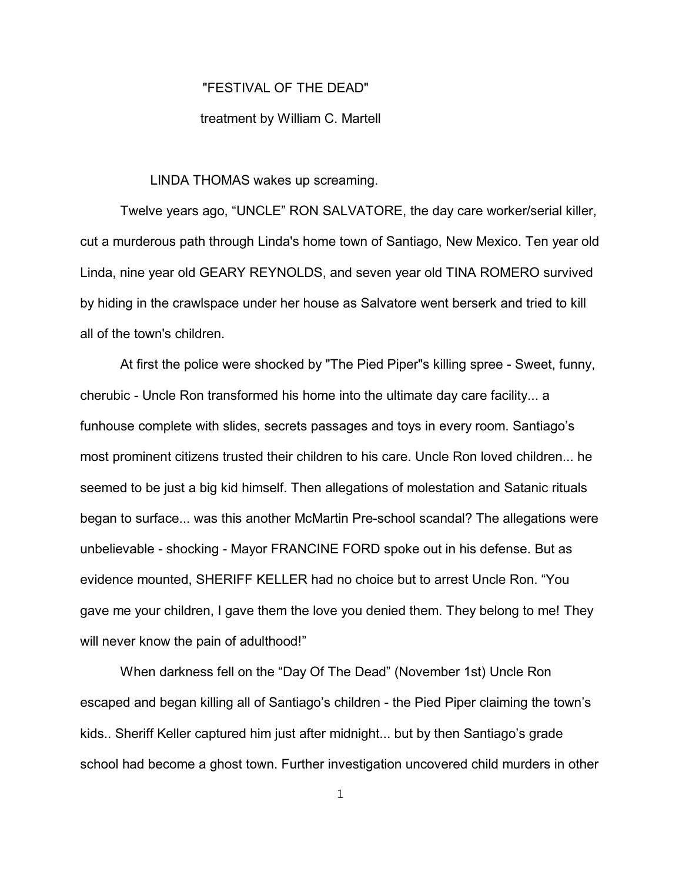"FESTIVAL OF THE DEAD"

treatment by William C. Martell

LINDA THOMAS wakes up screaming.

Twelve years ago, "UNCLE" RON SALVATORE, the day care worker/serial killer, cut a murderous path through Linda's home town of Santiago, New Mexico. Ten year old Linda, nine year old GEARY REYNOLDS, and seven year old TINA ROMERO survived by hiding in the crawlspace under her house as Salvatore went berserk and tried to kill all of the town's children.

At first the police were shocked by "The Pied Piper"s killing spree - Sweet, funny, cherubic - Uncle Ron transformed his home into the ultimate day care facility... a funhouse complete with slides, secrets passages and toys in every room. Santiago's most prominent citizens trusted their children to his care. Uncle Ron loved children... he seemed to be just a big kid himself. Then allegations of molestation and Satanic rituals began to surface... was this another McMartin Pre-school scandal? The allegations were unbelievable - shocking - Mayor FRANCINE FORD spoke out in his defense. But as evidence mounted, SHERIFF KELLER had no choice but to arrest Uncle Ron. "You gave me your children, I gave them the love you denied them. They belong to me! They will never know the pain of adulthood!"

When darkness fell on the "Day Of The Dead" (November 1st) Uncle Ron escaped and began killing all of Santiago's children - the Pied Piper claiming the town's kids.. Sheriff Keller captured him just after midnight... but by then Santiago's grade school had become a ghost town. Further investigation uncovered child murders in other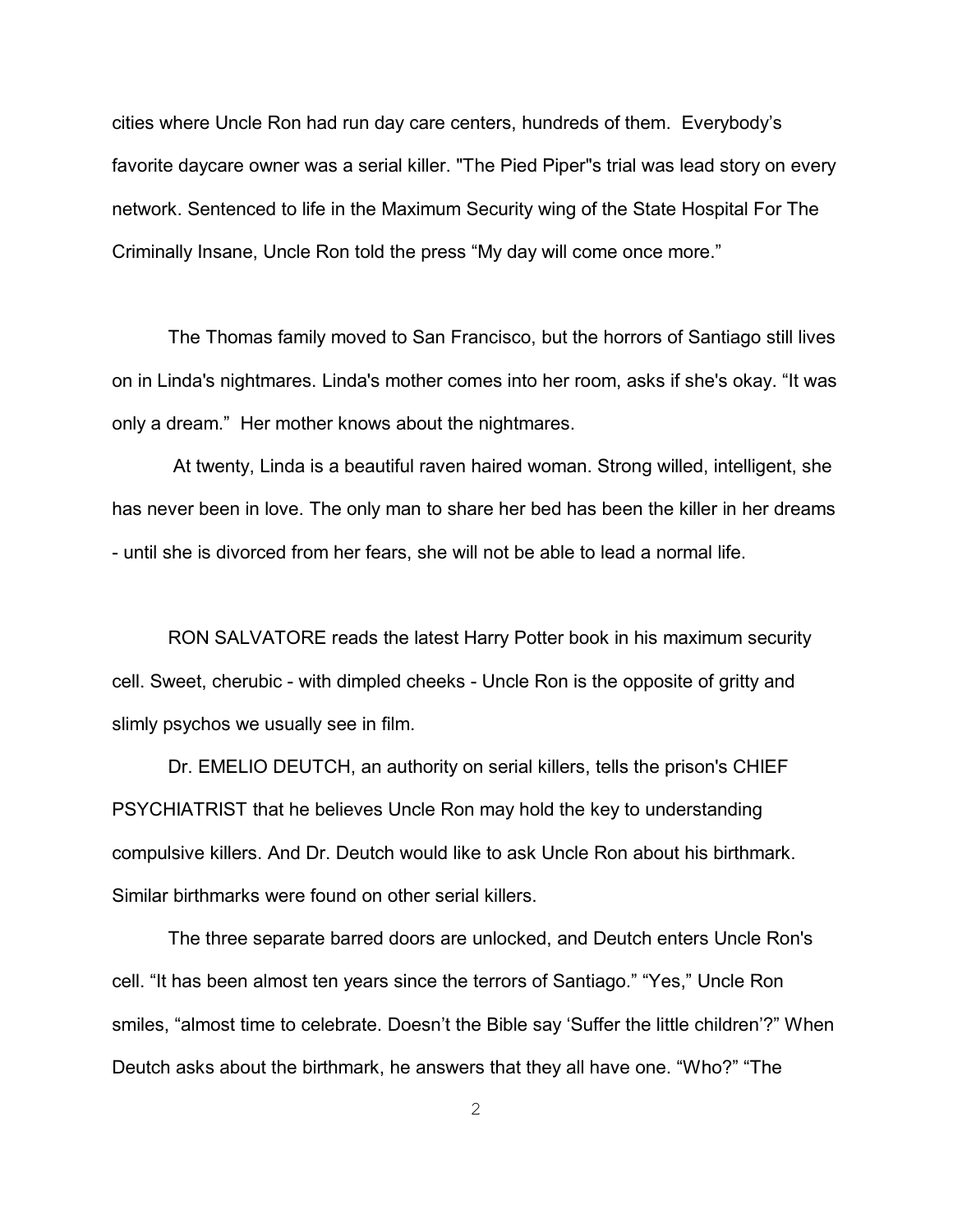cities where Uncle Ron had run day care centers, hundreds of them. Everybody's favorite daycare owner was a serial killer. "The Pied Piper"s trial was lead story on every network. Sentenced to life in the Maximum Security wing of the State Hospital For The Criminally Insane, Uncle Ron told the press "My day will come once more."

The Thomas family moved to San Francisco, but the horrors of Santiago still lives on in Linda's nightmares. Linda's mother comes into her room, asks if she's okay. "It was only a dream." Her mother knows about the nightmares.

At twenty, Linda is a beautiful raven haired woman. Strong willed, intelligent, she has never been in love. The only man to share her bed has been the killer in her dreams - until she is divorced from her fears, she will not be able to lead a normal life.

RON SALVATORE reads the latest Harry Potter book in his maximum security cell. Sweet, cherubic - with dimpled cheeks - Uncle Ron is the opposite of gritty and slimly psychos we usually see in film.

Dr. EMELIO DEUTCH, an authority on serial killers, tells the prison's CHIEF PSYCHIATRIST that he believes Uncle Ron may hold the key to understanding compulsive killers. And Dr. Deutch would like to ask Uncle Ron about his birthmark. Similar birthmarks were found on other serial killers.

The three separate barred doors are unlocked, and Deutch enters Uncle Ron's cell. "It has been almost ten years since the terrors of Santiago." "Yes," Uncle Ron smiles, "almost time to celebrate. Doesn't the Bible say 'Suffer the little children'?" When Deutch asks about the birthmark, he answers that they all have one. "Who?" "The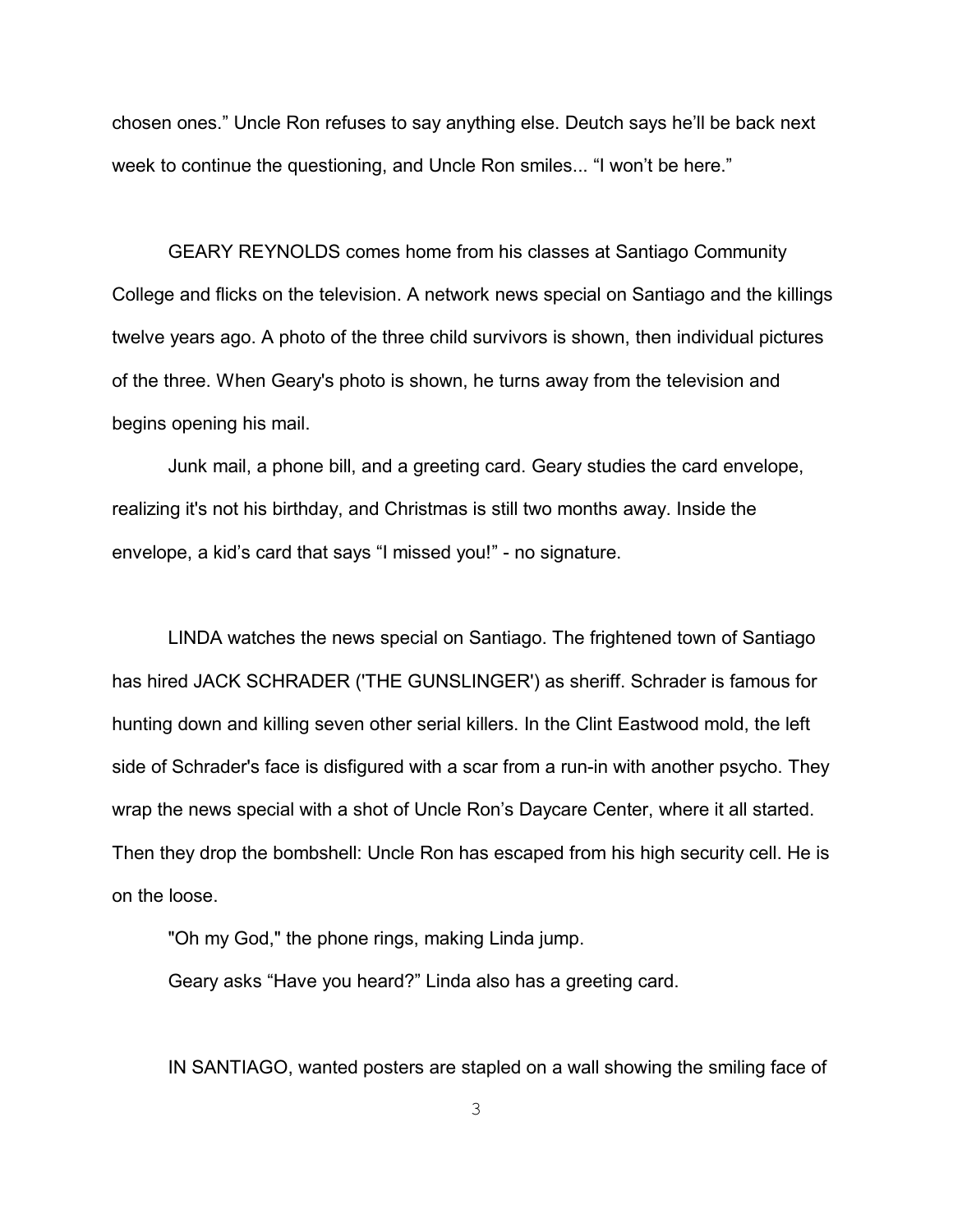chosen ones." Uncle Ron refuses to say anything else. Deutch says he'll be back next week to continue the questioning, and Uncle Ron smiles... "I won't be here."

GEARY REYNOLDS comes home from his classes at Santiago Community College and flicks on the television. A network news special on Santiago and the killings twelve years ago. A photo of the three child survivors is shown, then individual pictures of the three. When Geary's photo is shown, he turns away from the television and begins opening his mail.

Junk mail, a phone bill, and a greeting card. Geary studies the card envelope, realizing it's not his birthday, and Christmas is still two months away. Inside the envelope, a kid's card that says "I missed you!" - no signature.

LINDA watches the news special on Santiago. The frightened town of Santiago has hired JACK SCHRADER ('THE GUNSLINGER') as sheriff. Schrader is famous for hunting down and killing seven other serial killers. In the Clint Eastwood mold, the left side of Schrader's face is disfigured with a scar from a run-in with another psycho. They wrap the news special with a shot of Uncle Ron's Daycare Center, where it all started. Then they drop the bombshell: Uncle Ron has escaped from his high security cell. He is on the loose.

"Oh my God," the phone rings, making Linda jump.

Geary asks "Have you heard?" Linda also has a greeting card.

IN SANTIAGO, wanted posters are stapled on a wall showing the smiling face of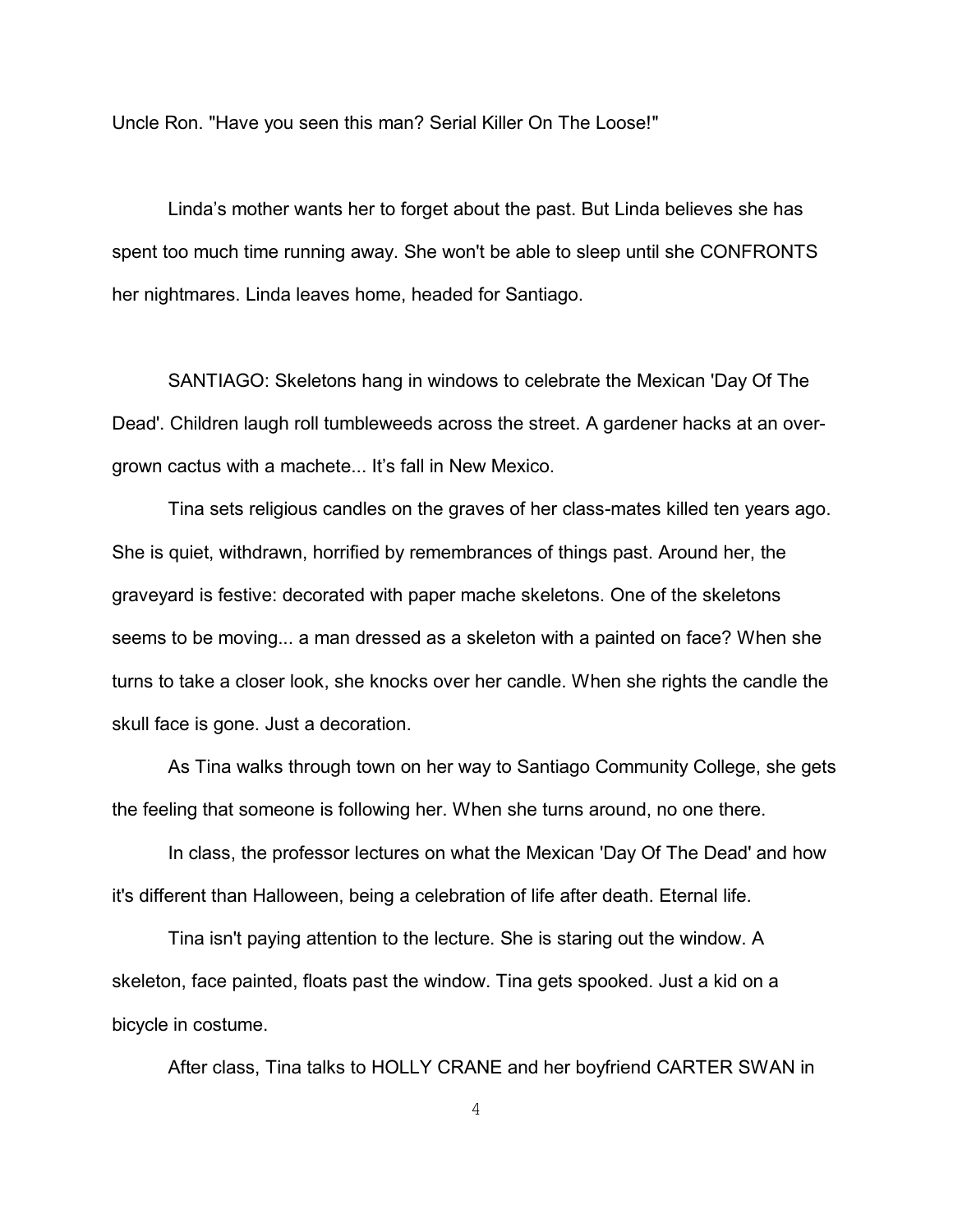Uncle Ron. "Have you seen this man? Serial Killer On The Loose!"

Linda's mother wants her to forget about the past. But Linda believes she has spent too much time running away. She won't be able to sleep until she CONFRONTS her nightmares. Linda leaves home, headed for Santiago.

SANTIAGO: Skeletons hang in windows to celebrate the Mexican 'Day Of The Dead'. Children laugh roll tumbleweeds across the street. A gardener hacks at an over-grown cactus with a machete... It's fall in New Mexico.

Tina sets religious candles on the graves of her class-mates killed ten years ago. She is quiet, withdrawn, horrified by remembrances of things past. Around her, the graveyard is festive: decorated with paper mache skeletons. One of the skeletons seems to be moving... a man dressed as a skeleton with a painted on face? When she turns to take a closer look, she knocks over her candle. When she rights the candle the skull face is gone. Just a decoration.

As Tina walks through town on her way to Santiago Community College, she gets the feeling that someone is following her. When she turns around, no one there.

In class, the professor lectures on what the Mexican 'Day Of The Dead' and how it's different than Halloween, being a celebration of life after death. Eternal life.

Tina isn't paying attention to the lecture. She is staring out the window. A skeleton, face painted, floats past the window. Tina gets spooked. Just a kid on a bicycle in costume.

After class, Tina talks to HOLLY CRANE and her boyfriend CARTER SWAN in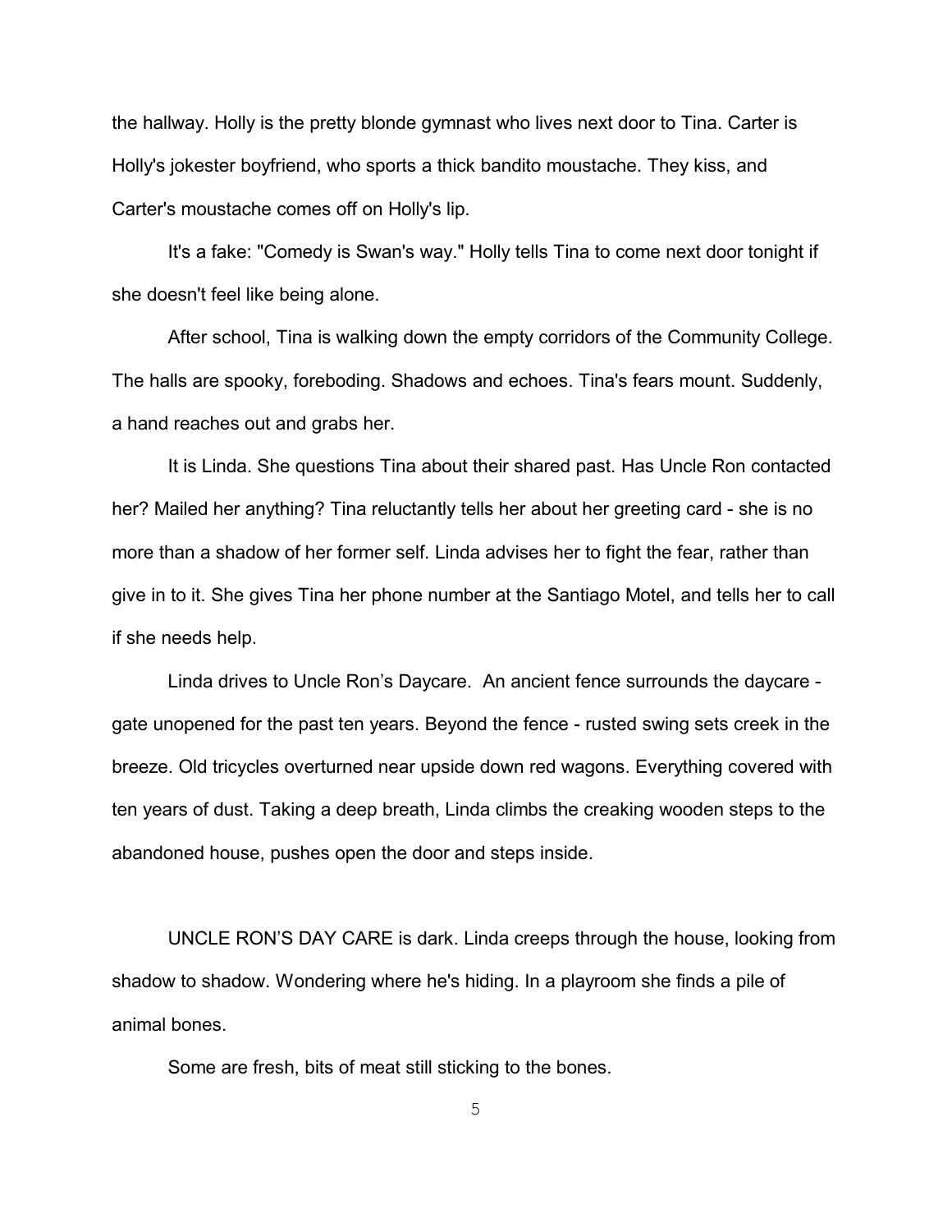the hallway. Holly is the pretty blonde gymnast who lives next door to Tina. Carter is Holly's jokester boyfriend, who sports a thick bandito moustache. They kiss, and Carter's moustache comes off on Holly's lip.

It's a fake: "Comedy is Swan's way." Holly tells Tina to come next door tonight if she doesn't feel like being alone.

After school, Tina is walking down the empty corridors of the Community College. The halls are spooky, foreboding. Shadows and echoes. Tina's fears mount. Suddenly, a hand reaches out and grabs her.

It is Linda. She questions Tina about their shared past. Has Uncle Ron contacted her? Mailed her anything? Tina reluctantly tells her about her greeting card - she is no more than a shadow of her former self. Linda advises her to fight the fear, rather than give in to it. She gives Tina her phone number at the Santiago Motel, and tells her to call if she needs help.

Linda drives to Uncle Ron's Daycare. An ancient fence surrounds the daycare - gate unopened for the past ten years. Beyond the fence - rusted swing sets creek in the breeze. Old tricycles overturned near upside down red wagons. Everything covered with ten years of dust. Taking a deep breath, Linda climbs the creaking wooden steps to the abandoned house, pushes open the door and steps inside.

UNCLE RON'S DAY CARE is dark. Linda creeps through the house, looking from shadow to shadow. Wondering where he's hiding. In a playroom she finds a pile of animal bones.

Some are fresh, bits of meat still sticking to the bones.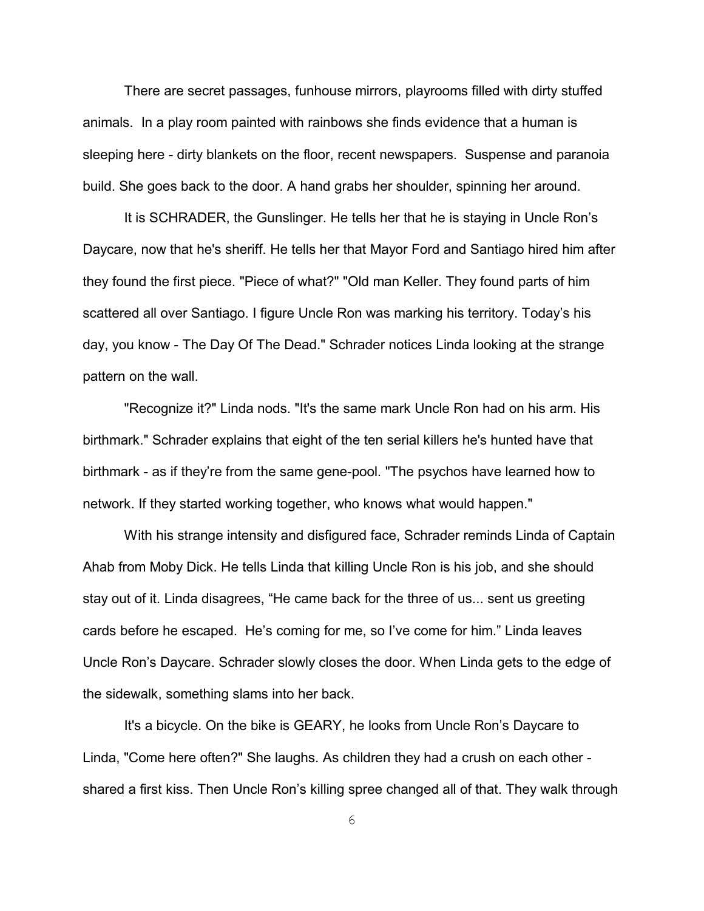There are secret passages, funhouse mirrors, playrooms filled with dirty stuffed animals. In a play room painted with rainbows she finds evidence that a human is sleeping here - dirty blankets on the floor, recent newspapers. Suspense and paranoia build. She goes back to the door. A hand grabs her shoulder, spinning her around.

It is SCHRADER, the Gunslinger. He tells her that he is staying in Uncle Ron's Daycare, now that he's sheriff. He tells her that Mayor Ford and Santiago hired him after they found the first piece. "Piece of what?" "Old man Keller. They found parts of him scattered all over Santiago. I figure Uncle Ron was marking his territory. Today's his day, you know - The Day Of The Dead." Schrader notices Linda looking at the strange pattern on the wall.

"Recognize it?" Linda nods. "It's the same mark Uncle Ron had on his arm. His birthmark." Schrader explains that eight of the ten serial killers he's hunted have that birthmark - as if they're from the same gene-pool. "The psychos have learned how to network. If they started working together, who knows what would happen."

With his strange intensity and disfigured face, Schrader reminds Linda of Captain Ahab from Moby Dick. He tells Linda that killing Uncle Ron is his job, and she should stay out of it. Linda disagrees, "He came back for the three of us... sent us greeting cards before he escaped. He's coming for me, so I've come for him." Linda leaves Uncle Ron's Daycare. Schrader slowly closes the door. When Linda gets to the edge of the sidewalk, something slams into her back.

It's a bicycle. On the bike is GEARY, he looks from Uncle Ron's Daycare to Linda, "Come here often?" She laughs. As children they had a crush on each other - shared a first kiss. Then Uncle Ron's killing spree changed all of that. They walk through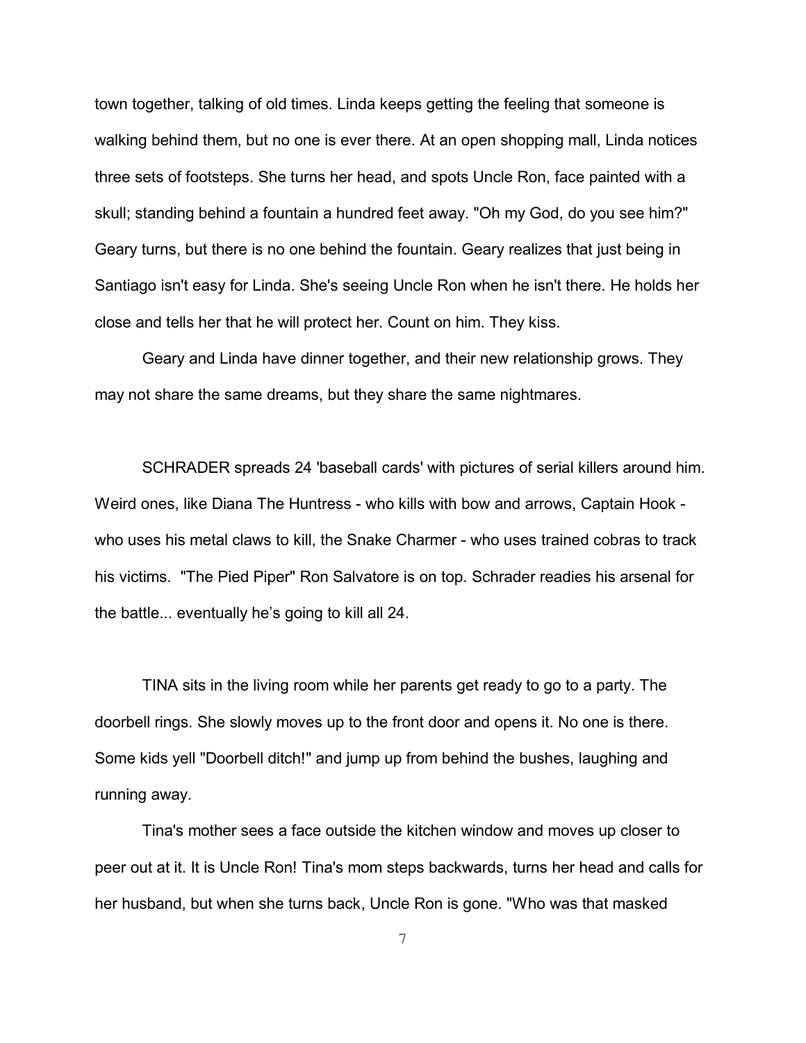town together, talking of old times. Linda keeps getting the feeling that someone is walking behind them, but no one is ever there. At an open shopping mall, Linda notices three sets of footsteps. She turns her head, and spots Uncle Ron, face painted with a skull; standing behind a fountain a hundred feet away. "Oh my God, do you see him?" Geary turns, but there is no one behind the fountain. Geary realizes that just being in Santiago isn't easy for Linda. She's seeing Uncle Ron when he isn't there. He holds her close and tells her that he will protect her. Count on him. They kiss.

Geary and Linda have dinner together, and their new relationship grows. They may not share the same dreams, but they share the same nightmares.

SCHRADER spreads 24 'baseball cards' with pictures of serial killers around him. Weird ones, like Diana The Huntress - who kills with bow and arrows, Captain Hook - who uses his metal claws to kill, the Snake Charmer - who uses trained cobras to track his victims. "The Pied Piper" Ron Salvatore is on top. Schrader readies his arsenal for the battle... eventually he's going to kill all 24.

TINA sits in the living room while her parents get ready to go to a party. The doorbell rings. She slowly moves up to the front door and opens it. No one is there. Some kids yell "Doorbell ditch!" and jump up from behind the bushes, laughing and running away.

Tina's mother sees a face outside the kitchen window and moves up closer to peer out at it. It is Uncle Ron! Tina's mom steps backwards, turns her head and calls for her husband, but when she turns back, Uncle Ron is gone. "Who was that masked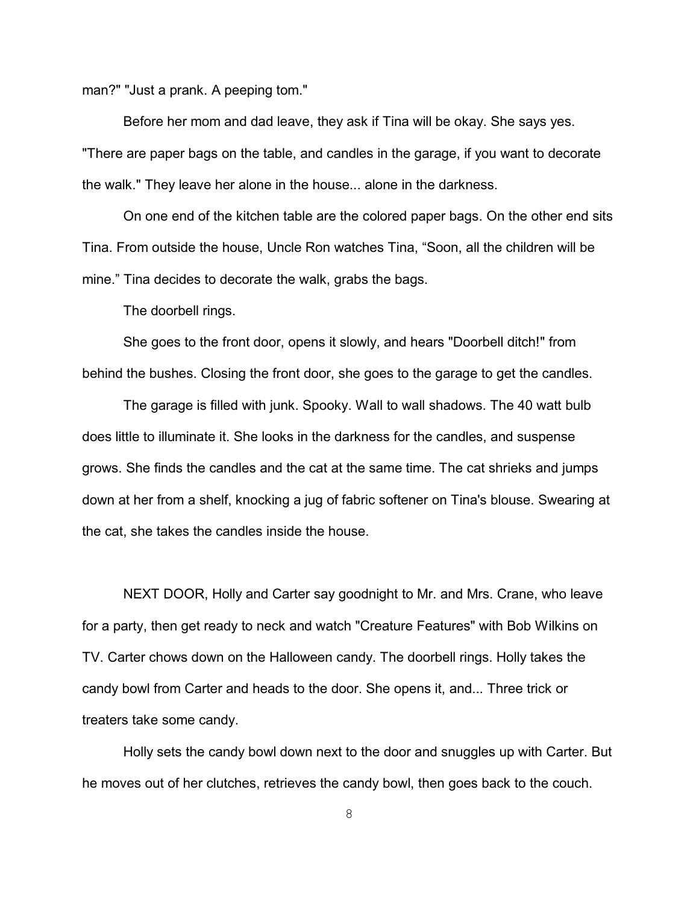man?" "Just a prank. A peeping tom."

Before her mom and dad leave, they ask if Tina will be okay. She says yes. "There are paper bags on the table, and candles in the garage, if you want to decorate the walk." They leave her alone in the house... alone in the darkness.

On one end of the kitchen table are the colored paper bags. On the other end sits Tina. From outside the house, Uncle Ron watches Tina, “Soon, all the children will be mine.” Tina decides to decorate the walk, grabs the bags.

The doorbell rings.

She goes to the front door, opens it slowly, and hears "Doorbell ditch!" from behind the bushes. Closing the front door, she goes to the garage to get the candles.

The garage is filled with junk. Spooky. Wall to wall shadows. The 40 watt bulb does little to illuminate it. She looks in the darkness for the candles, and suspense grows. She finds the candles and the cat at the same time. The cat shrieks and jumps down at her from a shelf, knocking a jug of fabric softener on Tina's blouse. Swearing at the cat, she takes the candles inside the house.

NEXT DOOR, Holly and Carter say goodnight to Mr. and Mrs. Crane, who leave for a party, then get ready to neck and watch "Creature Features" with Bob Wilkins on TV. Carter chows down on the Halloween candy. The doorbell rings. Holly takes the candy bowl from Carter and heads to the door. She opens it, and... Three trick or treaters take some candy.

Holly sets the candy bowl down next to the door and snuggles up with Carter. But he moves out of her clutches, retrieves the candy bowl, then goes back to the couch.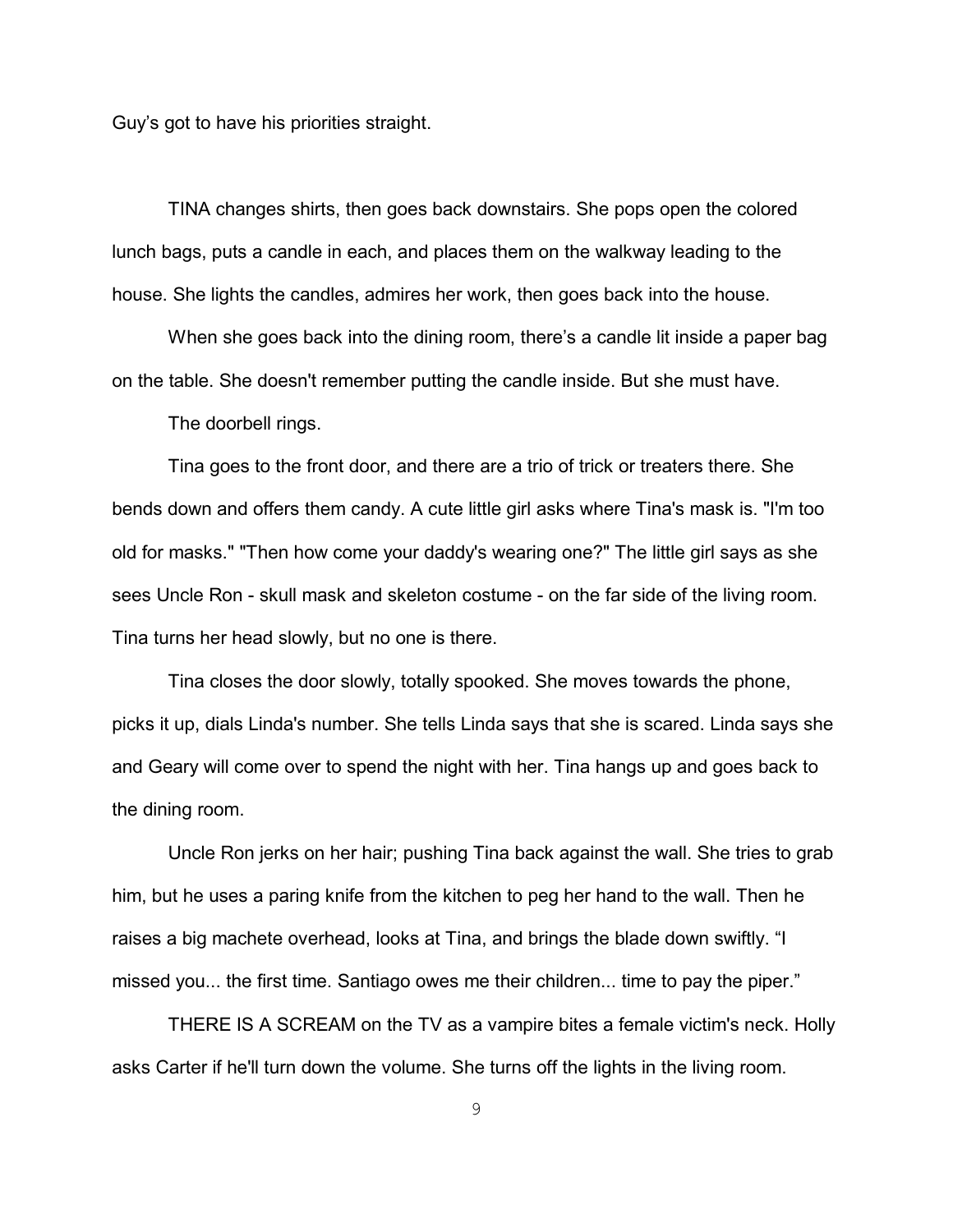Guy's got to have his priorities straight.

TINA changes shirts, then goes back downstairs. She pops open the colored lunch bags, puts a candle in each, and places them on the walkway leading to the house. She lights the candles, admires her work, then goes back into the house.

When she goes back into the dining room, there's a candle lit inside a paper bag on the table. She doesn't remember putting the candle inside. But she must have.

The doorbell rings.

Tina goes to the front door, and there are a trio of trick or treaters there. She bends down and offers them candy. A cute little girl asks where Tina's mask is. "I'm too old for masks." "Then how come your daddy's wearing one?" The little girl says as she sees Uncle Ron - skull mask and skeleton costume - on the far side of the living room. Tina turns her head slowly, but no one is there.

Tina closes the door slowly, totally spooked. She moves towards the phone, picks it up, dials Linda's number. She tells Linda says that she is scared. Linda says she and Geary will come over to spend the night with her. Tina hangs up and goes back to the dining room.

Uncle Ron jerks on her hair; pushing Tina back against the wall. She tries to grab him, but he uses a paring knife from the kitchen to peg her hand to the wall. Then he raises a big machete overhead, looks at Tina, and brings the blade down swiftly. "I missed you... the first time. Santiago owes me their children... time to pay the piper."

THERE IS A SCREAM on the TV as a vampire bites a female victim's neck. Holly asks Carter if he'll turn down the volume. She turns off the lights in the living room.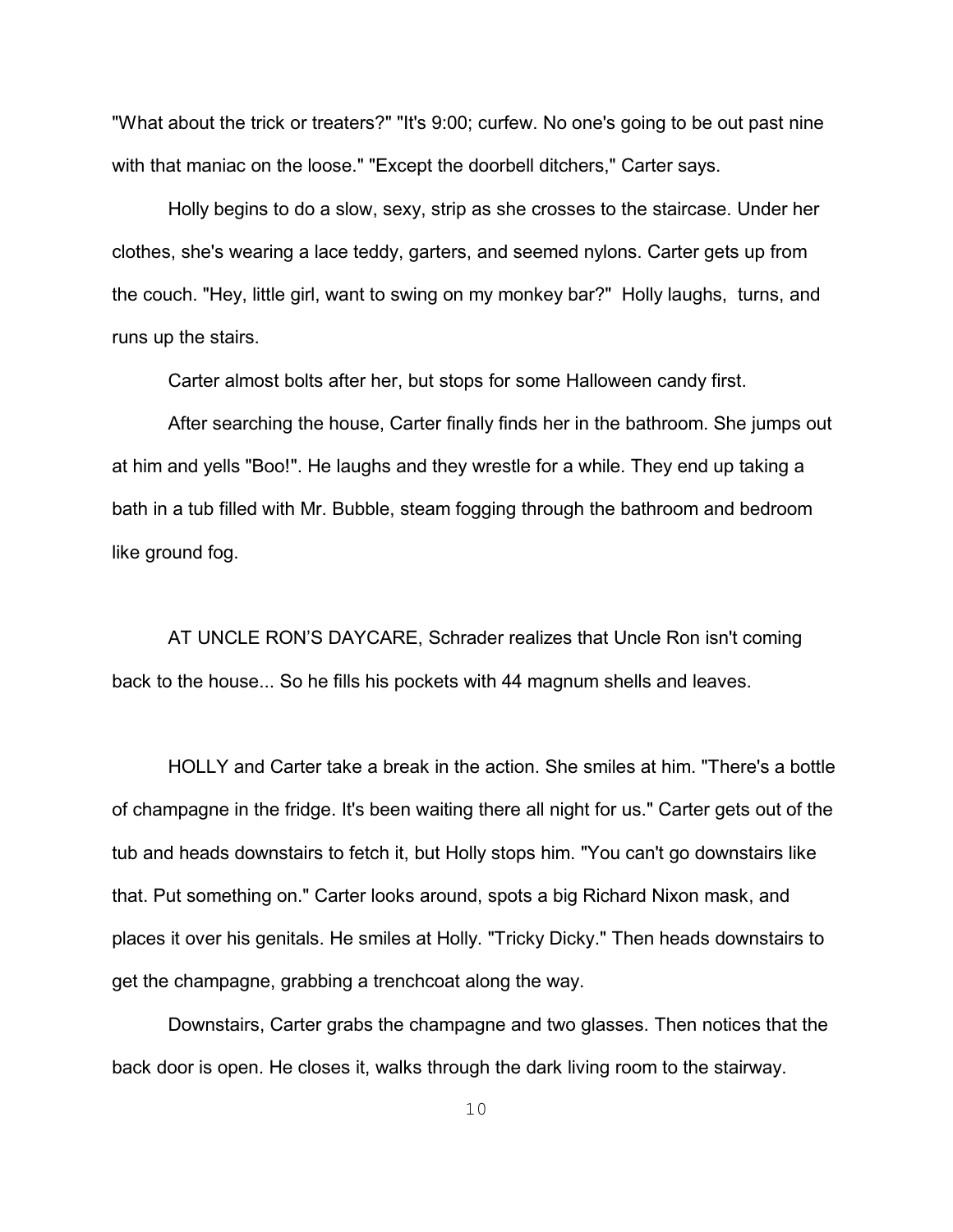"What about the trick or treaters?" "It's 9:00; curfew. No one's going to be out past nine with that maniac on the loose." "Except the doorbell ditchers," Carter says.

Holly begins to do a slow, sexy, strip as she crosses to the staircase. Under her clothes, she's wearing a lace teddy, garters, and seemed nylons. Carter gets up from the couch. "Hey, little girl, want to swing on my monkey bar?" Holly laughs, turns, and runs up the stairs.

Carter almost bolts after her, but stops for some Halloween candy first.

After searching the house, Carter finally finds her in the bathroom. She jumps out at him and yells "Boo!". He laughs and they wrestle for a while. They end up taking a bath in a tub filled with Mr. Bubble, steam fogging through the bathroom and bedroom like ground fog.

AT UNCLE RON'S DAYCARE, Schrader realizes that Uncle Ron isn't coming back to the house... So he fills his pockets with 44 magnum shells and leaves.

HOLLY and Carter take a break in the action. She smiles at him. "There's a bottle of champagne in the fridge. It's been waiting there all night for us." Carter gets out of the tub and heads downstairs to fetch it, but Holly stops him. "You can't go downstairs like that. Put something on." Carter looks around, spots a big Richard Nixon mask, and places it over his genitals. He smiles at Holly. "Tricky Dicky." Then heads downstairs to get the champagne, grabbing a trenchcoat along the way.

Downstairs, Carter grabs the champagne and two glasses. Then notices that the back door is open. He closes it, walks through the dark living room to the stairway.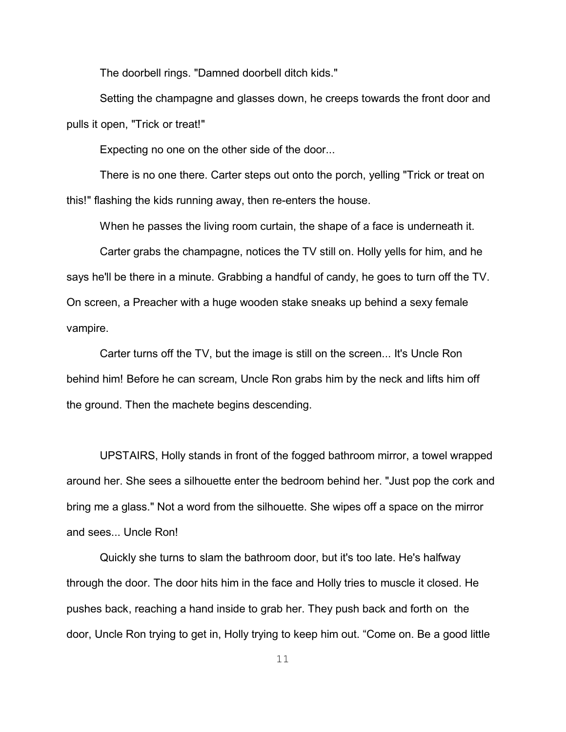The doorbell rings. "Damned doorbell ditch kids."

Setting the champagne and glasses down, he creeps towards the front door and pulls it open, "Trick or treat!"

Expecting no one on the other side of the door...

There is no one there. Carter steps out onto the porch, yelling "Trick or treat on this!" flashing the kids running away, then re-enters the house.

When he passes the living room curtain, the shape of a face is underneath it.

Carter grabs the champagne, notices the TV still on. Holly yells for him, and he says he'll be there in a minute. Grabbing a handful of candy, he goes to turn off the TV. On screen, a Preacher with a huge wooden stake sneaks up behind a sexy female vampire.

Carter turns off the TV, but the image is still on the screen... It's Uncle Ron behind him! Before he can scream, Uncle Ron grabs him by the neck and lifts him off the ground. Then the machete begins descending.

UPSTAIRS, Holly stands in front of the fogged bathroom mirror, a towel wrapped around her. She sees a silhouette enter the bedroom behind her. "Just pop the cork and bring me a glass." Not a word from the silhouette. She wipes off a space on the mirror and sees... Uncle Ron!

Quickly she turns to slam the bathroom door, but it's too late. He's halfway through the door. The door hits him in the face and Holly tries to muscle it closed. He pushes back, reaching a hand inside to grab her. They push back and forth on the door, Uncle Ron trying to get in, Holly trying to keep him out. "Come on. Be a good little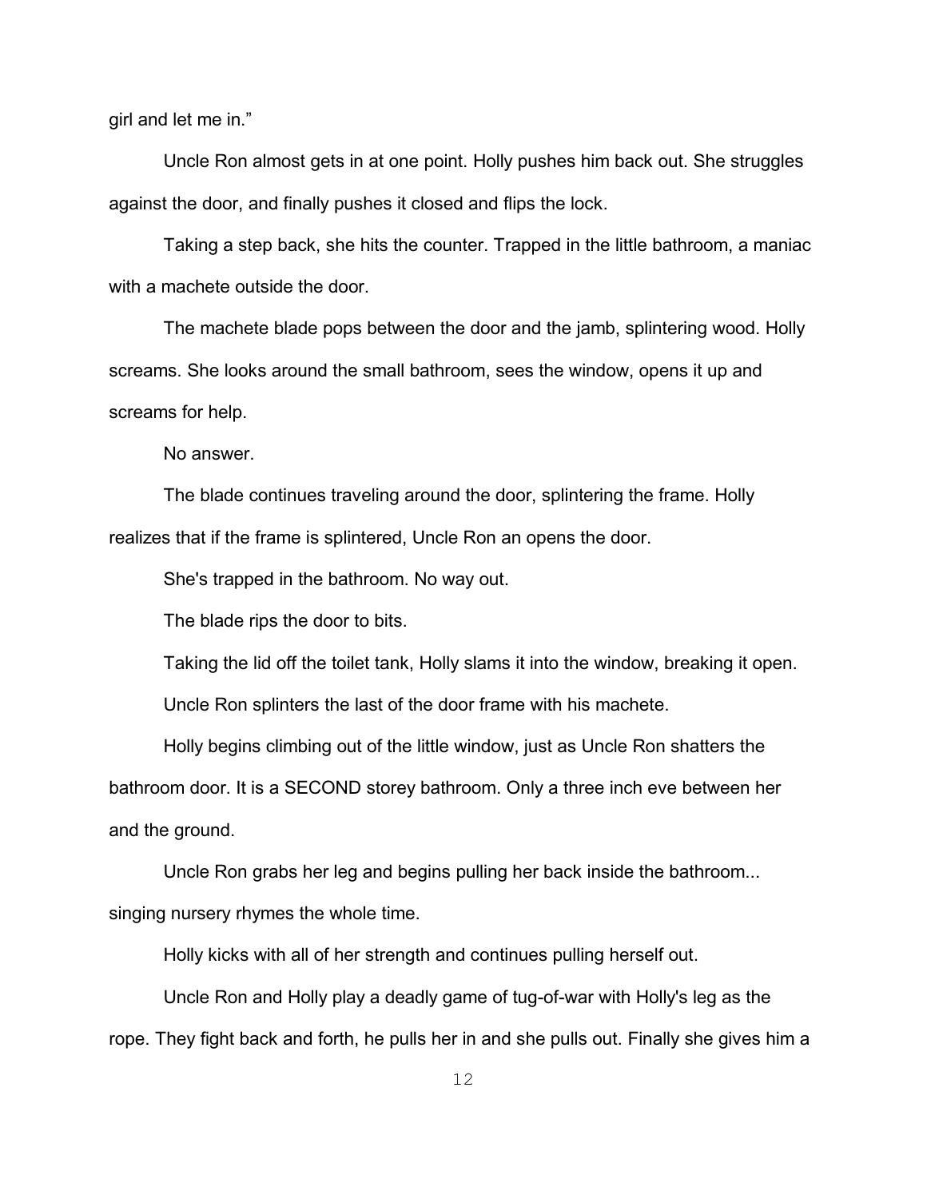girl and let me in."

Uncle Ron almost gets in at one point. Holly pushes him back out. She struggles against the door, and finally pushes it closed and flips the lock.

Taking a step back, she hits the counter. Trapped in the little bathroom, a maniac with a machete outside the door.

The machete blade pops between the door and the jamb, splintering wood. Holly screams. She looks around the small bathroom, sees the window, opens it up and screams for help.

No answer.

The blade continues traveling around the door, splintering the frame. Holly realizes that if the frame is splintered, Uncle Ron an opens the door.

She's trapped in the bathroom. No way out.

The blade rips the door to bits.

Taking the lid off the toilet tank, Holly slams it into the window, breaking it open.

Uncle Ron splinters the last of the door frame with his machete.

Holly begins climbing out of the little window, just as Uncle Ron shatters the bathroom door. It is a SECOND storey bathroom. Only a three inch eve between her and the ground.

Uncle Ron grabs her leg and begins pulling her back inside the bathroom... singing nursery rhymes the whole time.

Holly kicks with all of her strength and continues pulling herself out.

Uncle Ron and Holly play a deadly game of tug-of-war with Holly's leg as the rope. They fight back and forth, he pulls her in and she pulls out. Finally she gives him a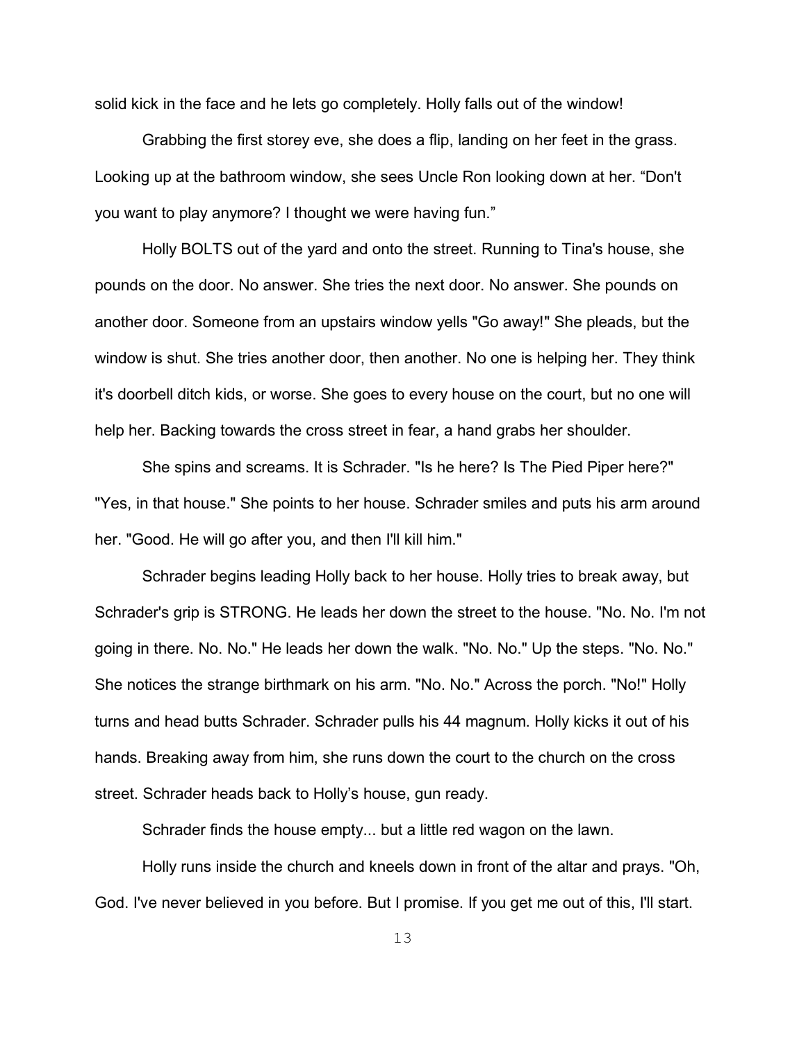solid kick in the face and he lets go completely. Holly falls out of the window!

Grabbing the first storey eve, she does a flip, landing on her feet in the grass. Looking up at the bathroom window, she sees Uncle Ron looking down at her. “Don't you want to play anymore? I thought we were having fun.”

Holly BOLTS out of the yard and onto the street. Running to Tina's house, she pounds on the door. No answer. She tries the next door. No answer. She pounds on another door. Someone from an upstairs window yells "Go away!" She pleads, but the window is shut. She tries another door, then another. No one is helping her. They think it's doorbell ditch kids, or worse. She goes to every house on the court, but no one will help her. Backing towards the cross street in fear, a hand grabs her shoulder.

She spins and screams. It is Schrader. "Is he here? Is The Pied Piper here?" "Yes, in that house." She points to her house. Schrader smiles and puts his arm around her. "Good. He will go after you, and then I'll kill him."

Schrader begins leading Holly back to her house. Holly tries to break away, but Schrader's grip is STRONG. He leads her down the street to the house. "No. No. I'm not going in there. No. No." He leads her down the walk. "No. No." Up the steps. "No. No." She notices the strange birthmark on his arm. "No. No." Across the porch. "No!" Holly turns and head butts Schrader. Schrader pulls his 44 magnum. Holly kicks it out of his hands. Breaking away from him, she runs down the court to the church on the cross street. Schrader heads back to Holly’s house, gun ready.

Schrader finds the house empty... but a little red wagon on the lawn.

Holly runs inside the church and kneels down in front of the altar and prays. "Oh, God. I've never believed in you before. But I promise. If you get me out of this, I'll start.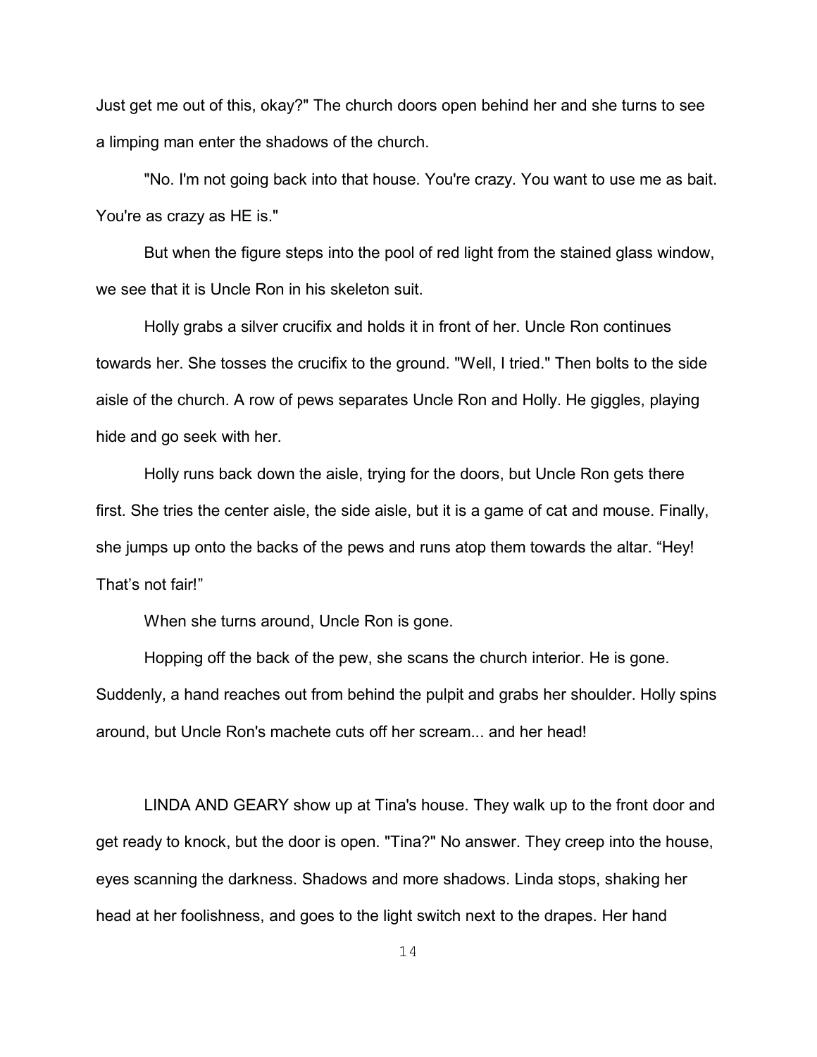Just get me out of this, okay?" The church doors open behind her and she turns to see a limping man enter the shadows of the church.

"No. I'm not going back into that house. You're crazy. You want to use me as bait. You're as crazy as HE is."

But when the figure steps into the pool of red light from the stained glass window, we see that it is Uncle Ron in his skeleton suit.

Holly grabs a silver crucifix and holds it in front of her. Uncle Ron continues towards her. She tosses the crucifix to the ground. "Well, I tried." Then bolts to the side aisle of the church. A row of pews separates Uncle Ron and Holly. He giggles, playing hide and go seek with her.

Holly runs back down the aisle, trying for the doors, but Uncle Ron gets there first. She tries the center aisle, the side aisle, but it is a game of cat and mouse. Finally, she jumps up onto the backs of the pews and runs atop them towards the altar. “Hey! That’s not fair!”

When she turns around, Uncle Ron is gone.

Hopping off the back of the pew, she scans the church interior. He is gone. Suddenly, a hand reaches out from behind the pulpit and grabs her shoulder. Holly spins around, but Uncle Ron's machete cuts off her scream... and her head!

LINDA AND GEARY show up at Tina's house. They walk up to the front door and get ready to knock, but the door is open. "Tina?" No answer. They creep into the house, eyes scanning the darkness. Shadows and more shadows. Linda stops, shaking her head at her foolishness, and goes to the light switch next to the drapes. Her hand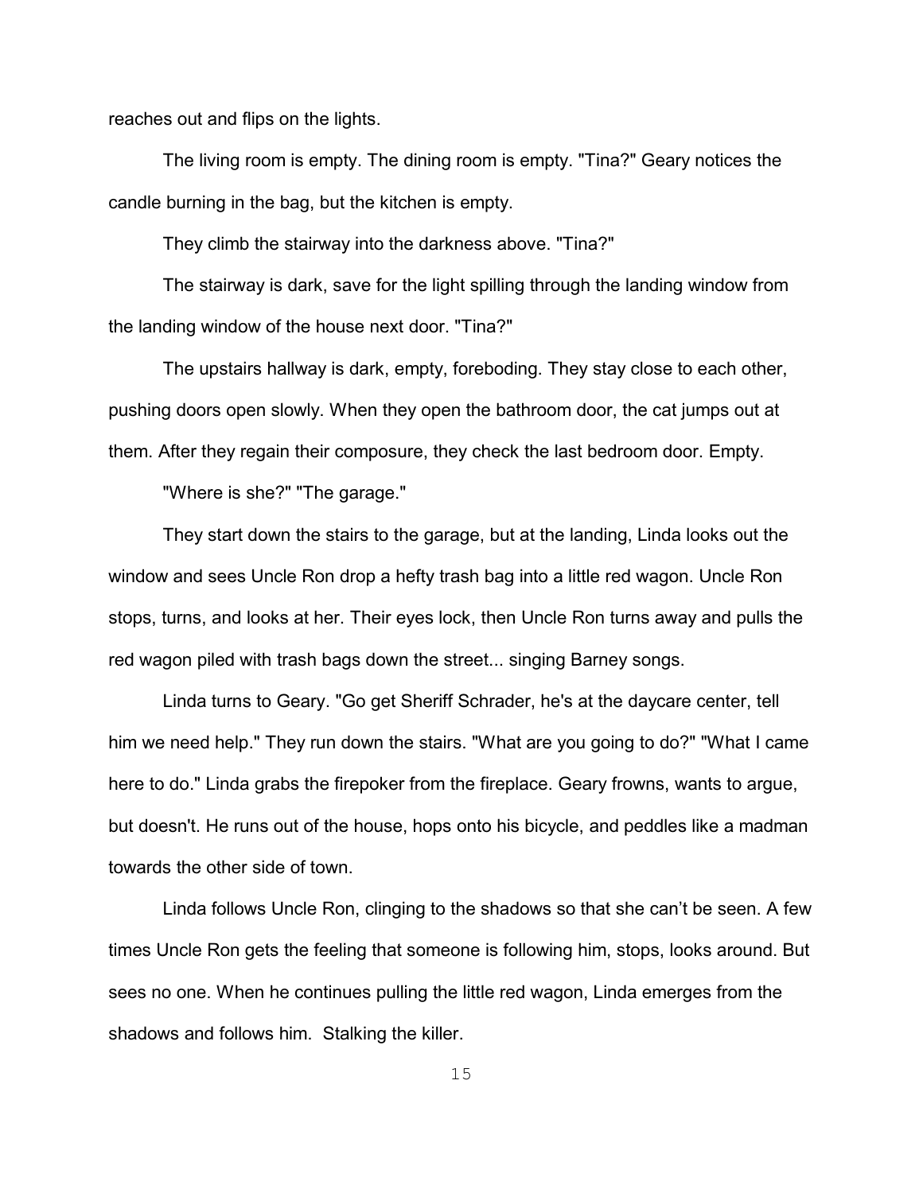reaches out and flips on the lights.

The living room is empty. The dining room is empty. "Tina?" Geary notices the candle burning in the bag, but the kitchen is empty.

They climb the stairway into the darkness above. "Tina?"

The stairway is dark, save for the light spilling through the landing window from the landing window of the house next door. "Tina?"

The upstairs hallway is dark, empty, foreboding. They stay close to each other, pushing doors open slowly. When they open the bathroom door, the cat jumps out at them. After they regain their composure, they check the last bedroom door. Empty.

"Where is she?" "The garage."

They start down the stairs to the garage, but at the landing, Linda looks out the window and sees Uncle Ron drop a hefty trash bag into a little red wagon. Uncle Ron stops, turns, and looks at her. Their eyes lock, then Uncle Ron turns away and pulls the red wagon piled with trash bags down the street... singing Barney songs.

Linda turns to Geary. "Go get Sheriff Schrader, he's at the daycare center, tell him we need help." They run down the stairs. "What are you going to do?" "What I came here to do." Linda grabs the firepoker from the fireplace. Geary frowns, wants to argue, but doesn't. He runs out of the house, hops onto his bicycle, and peddles like a madman towards the other side of town.

Linda follows Uncle Ron, clinging to the shadows so that she can't be seen. A few times Uncle Ron gets the feeling that someone is following him, stops, looks around. But sees no one. When he continues pulling the little red wagon, Linda emerges from the shadows and follows him.  Stalking the killer.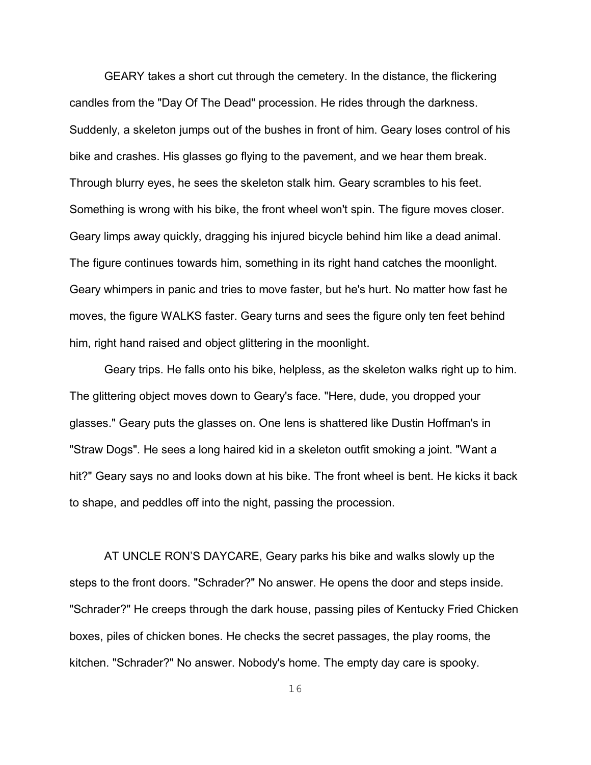GEARY takes a short cut through the cemetery. In the distance, the flickering candles from the "Day Of The Dead" procession. He rides through the darkness. Suddenly, a skeleton jumps out of the bushes in front of him. Geary loses control of his bike and crashes. His glasses go flying to the pavement, and we hear them break. Through blurry eyes, he sees the skeleton stalk him. Geary scrambles to his feet. Something is wrong with his bike, the front wheel won't spin. The figure moves closer. Geary limps away quickly, dragging his injured bicycle behind him like a dead animal. The figure continues towards him, something in its right hand catches the moonlight. Geary whimpers in panic and tries to move faster, but he's hurt. No matter how fast he moves, the figure WALKS faster. Geary turns and sees the figure only ten feet behind him, right hand raised and object glittering in the moonlight.

Geary trips. He falls onto his bike, helpless, as the skeleton walks right up to him. The glittering object moves down to Geary's face. "Here, dude, you dropped your glasses." Geary puts the glasses on. One lens is shattered like Dustin Hoffman's in "Straw Dogs". He sees a long haired kid in a skeleton outfit smoking a joint. "Want a hit?" Geary says no and looks down at his bike. The front wheel is bent. He kicks it back to shape, and peddles off into the night, passing the procession.

AT UNCLE RON'S DAYCARE, Geary parks his bike and walks slowly up the steps to the front doors. "Schrader?" No answer. He opens the door and steps inside. "Schrader?" He creeps through the dark house, passing piles of Kentucky Fried Chicken boxes, piles of chicken bones. He checks the secret passages, the play rooms, the kitchen. "Schrader?" No answer. Nobody's home. The empty day care is spooky.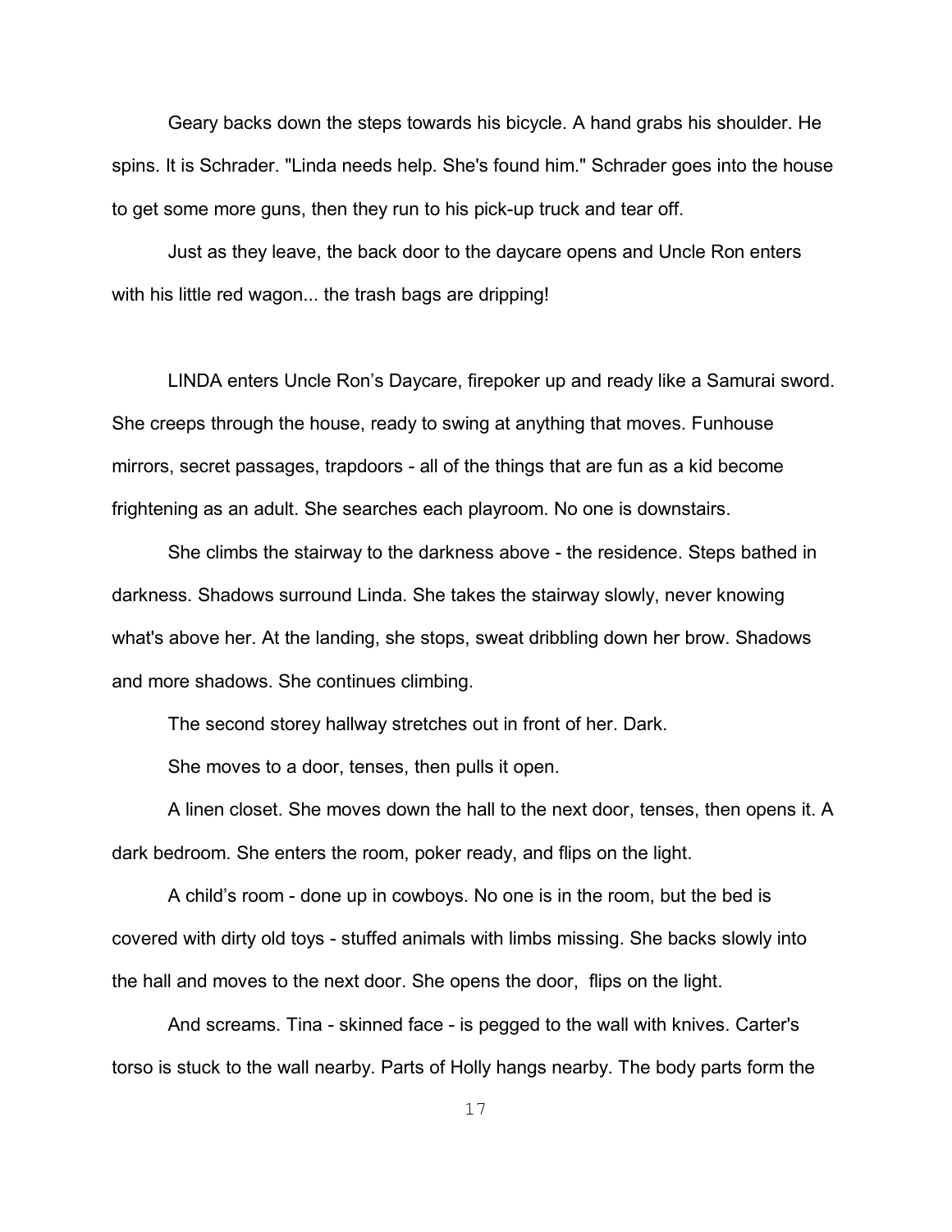Geary backs down the steps towards his bicycle. A hand grabs his shoulder. He spins. It is Schrader. "Linda needs help. She's found him." Schrader goes into the house to get some more guns, then they run to his pick-up truck and tear off.

Just as they leave, the back door to the daycare opens and Uncle Ron enters with his little red wagon... the trash bags are dripping!

LINDA enters Uncle Ron's Daycare, firepoker up and ready like a Samurai sword. She creeps through the house, ready to swing at anything that moves. Funhouse mirrors, secret passages, trapdoors - all of the things that are fun as a kid become frightening as an adult. She searches each playroom. No one is downstairs.

She climbs the stairway to the darkness above - the residence. Steps bathed in darkness. Shadows surround Linda. She takes the stairway slowly, never knowing what's above her. At the landing, she stops, sweat dribbling down her brow. Shadows and more shadows. She continues climbing.

The second storey hallway stretches out in front of her. Dark.

She moves to a door, tenses, then pulls it open.

A linen closet. She moves down the hall to the next door, tenses, then opens it. A dark bedroom. She enters the room, poker ready, and flips on the light.

A child's room - done up in cowboys. No one is in the room, but the bed is covered with dirty old toys - stuffed animals with limbs missing. She backs slowly into the hall and moves to the next door. She opens the door, flips on the light.

And screams. Tina - skinned face - is pegged to the wall with knives. Carter's torso is stuck to the wall nearby. Parts of Holly hangs nearby. The body parts form the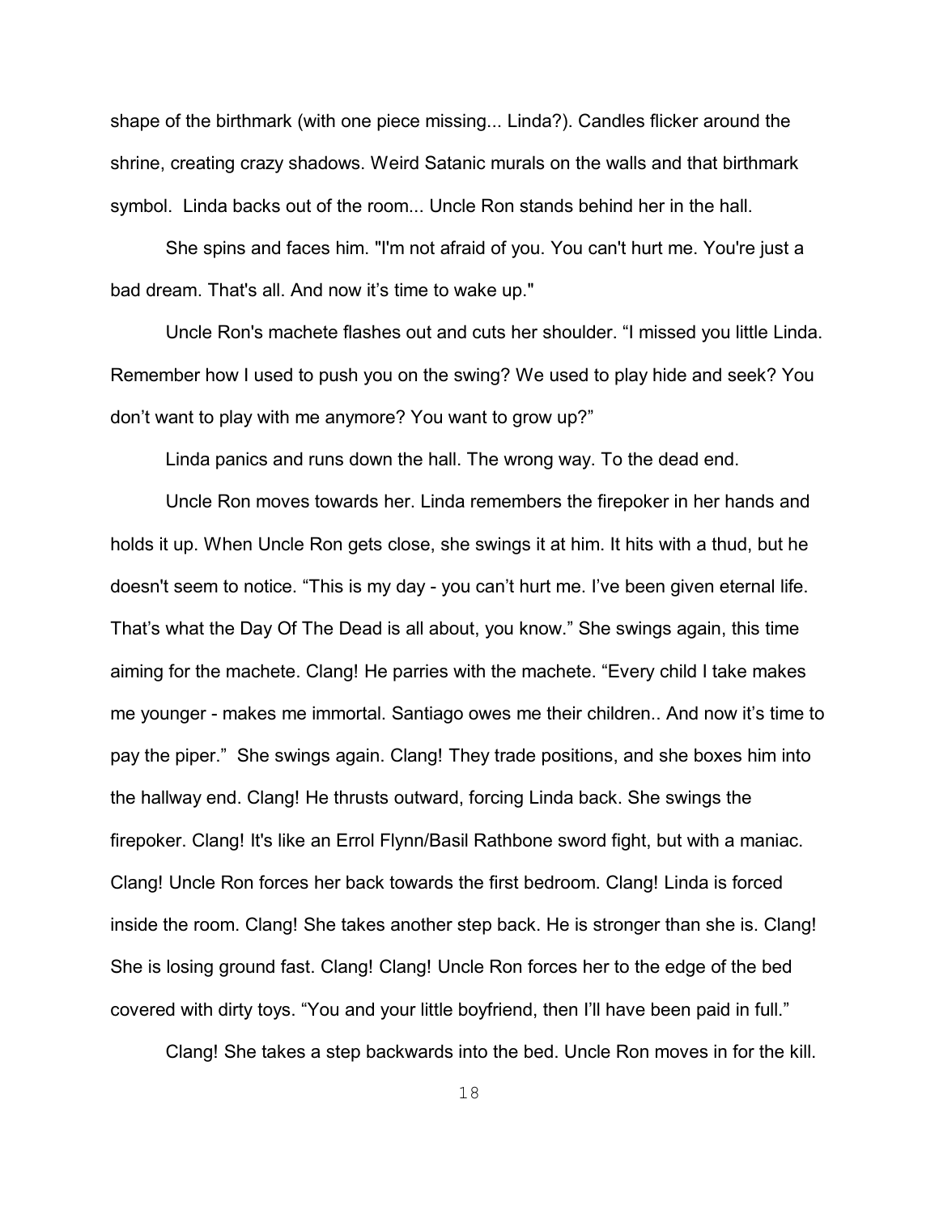shape of the birthmark (with one piece missing... Linda?). Candles flicker around the shrine, creating crazy shadows. Weird Satanic murals on the walls and that birthmark symbol. Linda backs out of the room... Uncle Ron stands behind her in the hall.

She spins and faces him. "I'm not afraid of you. You can't hurt me. You're just a bad dream. That's all. And now it's time to wake up."

Uncle Ron's machete flashes out and cuts her shoulder. "I missed you little Linda. Remember how I used to push you on the swing? We used to play hide and seek? You don't want to play with me anymore? You want to grow up?"

Linda panics and runs down the hall. The wrong way. To the dead end.

Uncle Ron moves towards her. Linda remembers the firepoker in her hands and holds it up. When Uncle Ron gets close, she swings it at him. It hits with a thud, but he doesn't seem to notice. "This is my day - you can't hurt me. I've been given eternal life. That's what the Day Of The Dead is all about, you know." She swings again, this time aiming for the machete. Clang! He parries with the machete. "Every child I take makes me younger - makes me immortal. Santiago owes me their children.. And now it's time to pay the piper." She swings again. Clang! They trade positions, and she boxes him into the hallway end. Clang! He thrusts outward, forcing Linda back. She swings the firepoker. Clang! It's like an Errol Flynn/Basil Rathbone sword fight, but with a maniac. Clang! Uncle Ron forces her back towards the first bedroom. Clang! Linda is forced inside the room. Clang! She takes another step back. He is stronger than she is. Clang! She is losing ground fast. Clang! Clang! Uncle Ron forces her to the edge of the bed covered with dirty toys. "You and your little boyfriend, then I'll have been paid in full."

Clang! She takes a step backwards into the bed. Uncle Ron moves in for the kill.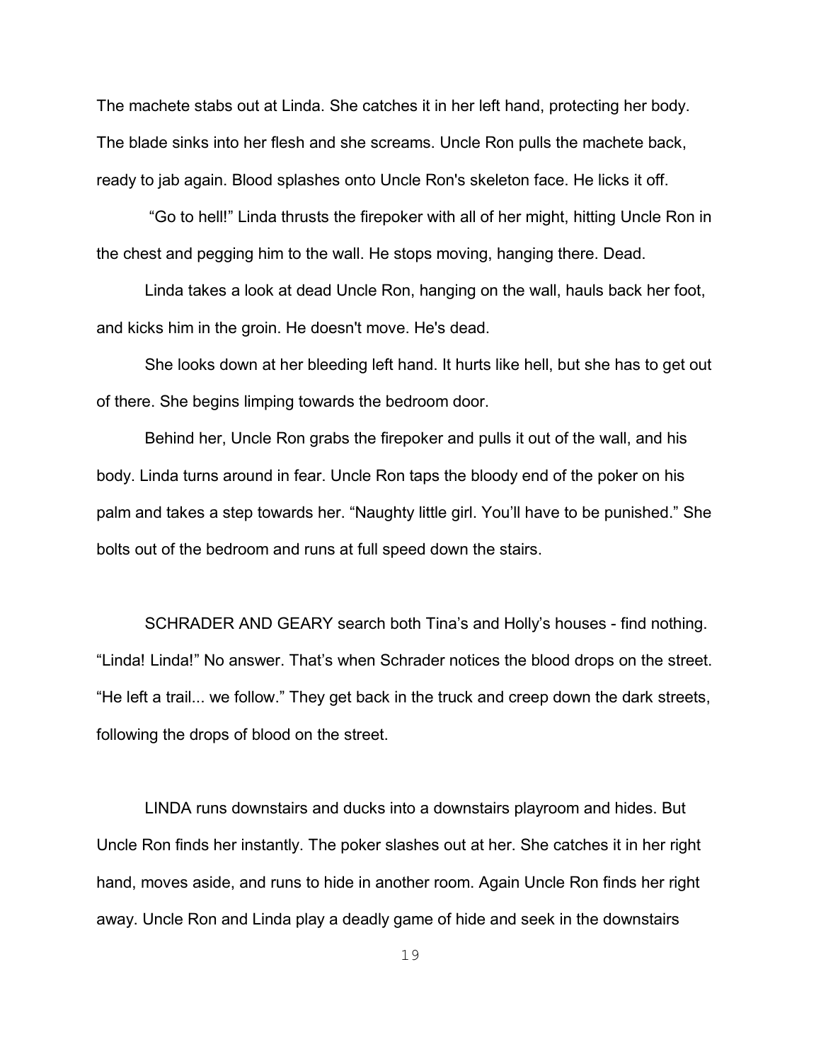The machete stabs out at Linda. She catches it in her left hand, protecting her body. The blade sinks into her flesh and she screams. Uncle Ron pulls the machete back, ready to jab again. Blood splashes onto Uncle Ron's skeleton face. He licks it off.

"Go to hell!" Linda thrusts the firepoker with all of her might, hitting Uncle Ron in the chest and pegging him to the wall. He stops moving, hanging there. Dead.

Linda takes a look at dead Uncle Ron, hanging on the wall, hauls back her foot, and kicks him in the groin. He doesn't move. He's dead.

She looks down at her bleeding left hand. It hurts like hell, but she has to get out of there. She begins limping towards the bedroom door.

Behind her, Uncle Ron grabs the firepoker and pulls it out of the wall, and his body. Linda turns around in fear. Uncle Ron taps the bloody end of the poker on his palm and takes a step towards her. "Naughty little girl. You'll have to be punished." She bolts out of the bedroom and runs at full speed down the stairs.

SCHRADER AND GEARY search both Tina's and Holly's houses - find nothing. "Linda! Linda!" No answer. That's when Schrader notices the blood drops on the street. "He left a trail... we follow." They get back in the truck and creep down the dark streets, following the drops of blood on the street.

LINDA runs downstairs and ducks into a downstairs playroom and hides. But Uncle Ron finds her instantly. The poker slashes out at her. She catches it in her right hand, moves aside, and runs to hide in another room. Again Uncle Ron finds her right away. Uncle Ron and Linda play a deadly game of hide and seek in the downstairs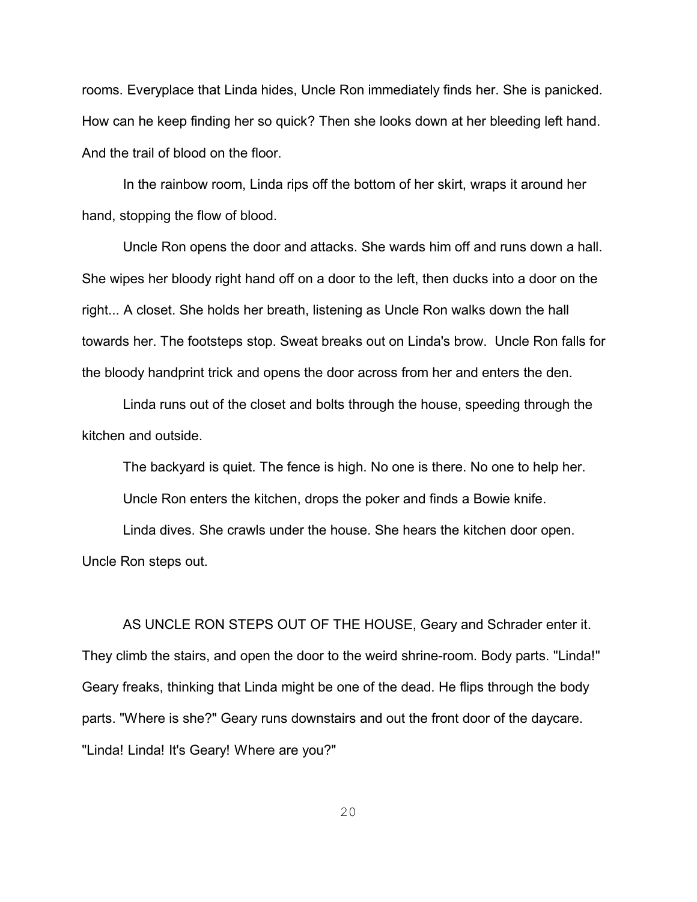rooms. Everyplace that Linda hides, Uncle Ron immediately finds her. She is panicked. How can he keep finding her so quick? Then she looks down at her bleeding left hand. And the trail of blood on the floor.

In the rainbow room, Linda rips off the bottom of her skirt, wraps it around her hand, stopping the flow of blood.

Uncle Ron opens the door and attacks. She wards him off and runs down a hall. She wipes her bloody right hand off on a door to the left, then ducks into a door on the right... A closet. She holds her breath, listening as Uncle Ron walks down the hall towards her. The footsteps stop. Sweat breaks out on Linda's brow. Uncle Ron falls for the bloody handprint trick and opens the door across from her and enters the den.

Linda runs out of the closet and bolts through the house, speeding through the kitchen and outside.

The backyard is quiet. The fence is high. No one is there. No one to help her.

Uncle Ron enters the kitchen, drops the poker and finds a Bowie knife.

Linda dives. She crawls under the house. She hears the kitchen door open. Uncle Ron steps out.

AS UNCLE RON STEPS OUT OF THE HOUSE, Geary and Schrader enter it. They climb the stairs, and open the door to the weird shrine-room. Body parts. "Linda!" Geary freaks, thinking that Linda might be one of the dead. He flips through the body parts. "Where is she?" Geary runs downstairs and out the front door of the daycare. "Linda! Linda! It's Geary! Where are you?"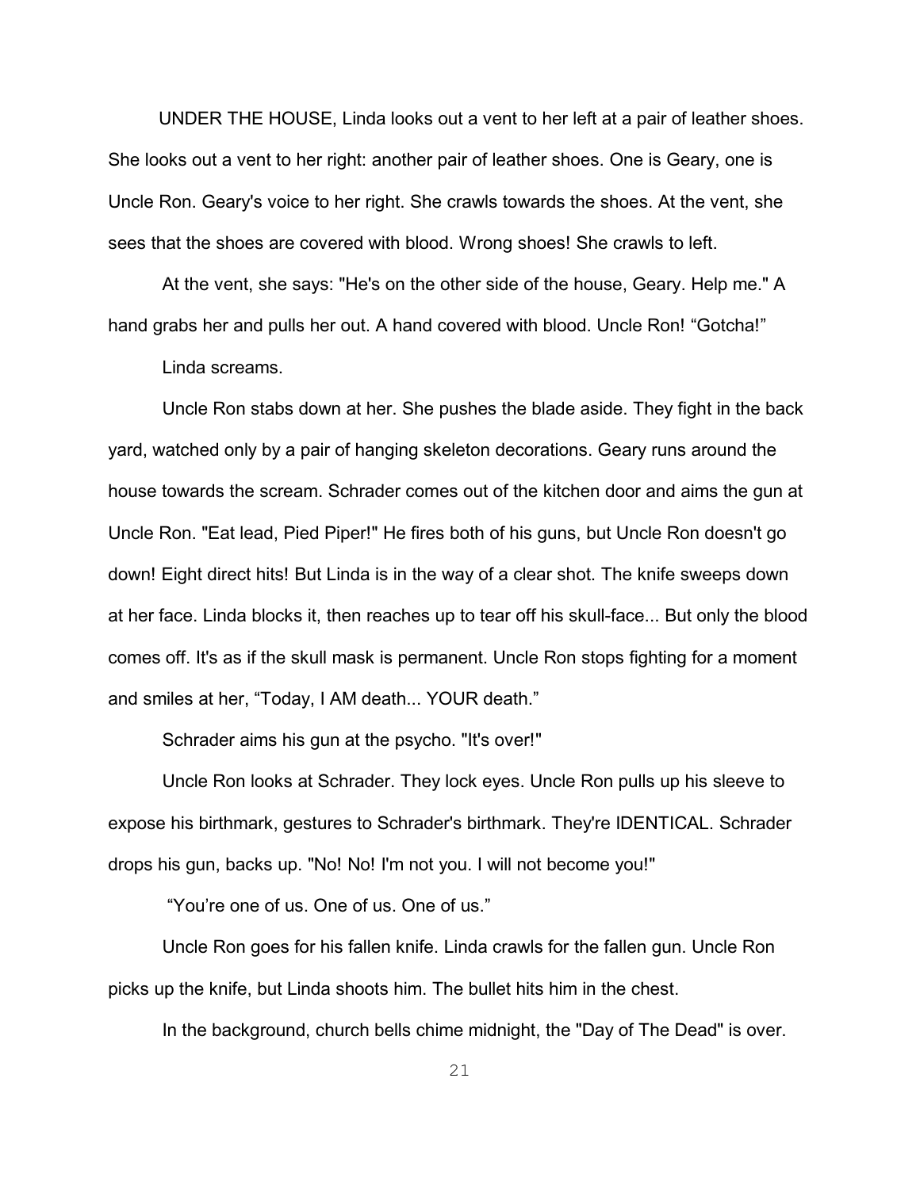UNDER THE HOUSE, Linda looks out a vent to her left at a pair of leather shoes. She looks out a vent to her right: another pair of leather shoes. One is Geary, one is Uncle Ron. Geary's voice to her right. She crawls towards the shoes. At the vent, she sees that the shoes are covered with blood. Wrong shoes! She crawls to left.

At the vent, she says: "He's on the other side of the house, Geary. Help me." A hand grabs her and pulls her out. A hand covered with blood. Uncle Ron! “Gotcha!”

Linda screams.

Uncle Ron stabs down at her. She pushes the blade aside. They fight in the back yard, watched only by a pair of hanging skeleton decorations. Geary runs around the house towards the scream. Schrader comes out of the kitchen door and aims the gun at Uncle Ron. "Eat lead, Pied Piper!" He fires both of his guns, but Uncle Ron doesn't go down! Eight direct hits! But Linda is in the way of a clear shot. The knife sweeps down at her face. Linda blocks it, then reaches up to tear off his skull-face... But only the blood comes off. It's as if the skull mask is permanent. Uncle Ron stops fighting for a moment and smiles at her, “Today, I AM death... YOUR death.”

Schrader aims his gun at the psycho. "It's over!"

Uncle Ron looks at Schrader. They lock eyes. Uncle Ron pulls up his sleeve to expose his birthmark, gestures to Schrader's birthmark. They're IDENTICAL. Schrader drops his gun, backs up. "No! No! I'm not you. I will not become you!"

“You’re one of us. One of us. One of us.”

Uncle Ron goes for his fallen knife. Linda crawls for the fallen gun. Uncle Ron picks up the knife, but Linda shoots him. The bullet hits him in the chest.

In the background, church bells chime midnight, the "Day of The Dead" is over.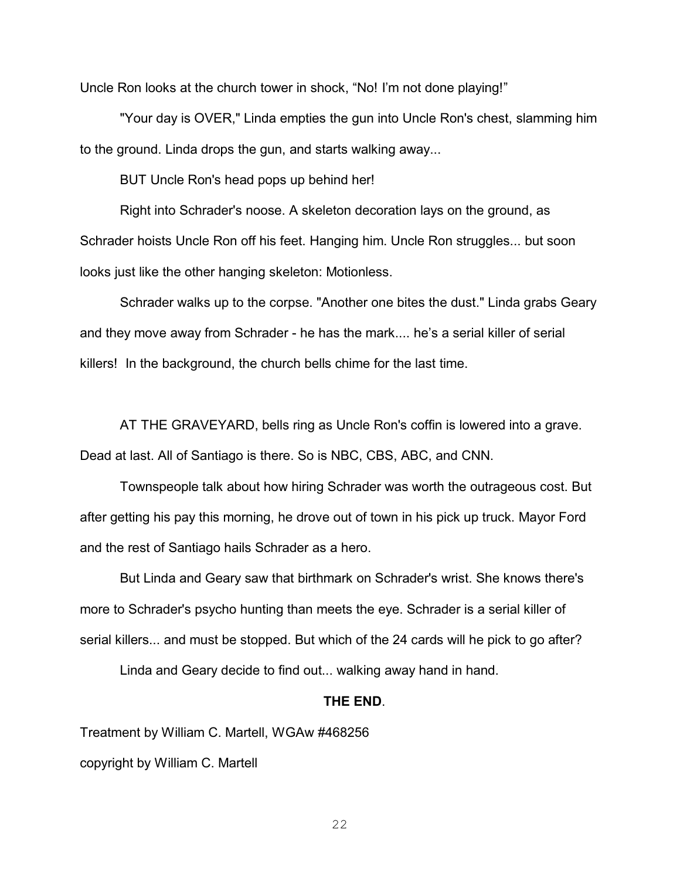Uncle Ron looks at the church tower in shock, “No! I’m not done playing!”

"Your day is OVER," Linda empties the gun into Uncle Ron's chest, slamming him to the ground. Linda drops the gun, and starts walking away...

BUT Uncle Ron's head pops up behind her!

Right into Schrader's noose. A skeleton decoration lays on the ground, as Schrader hoists Uncle Ron off his feet. Hanging him. Uncle Ron struggles... but soon looks just like the other hanging skeleton: Motionless.

Schrader walks up to the corpse. "Another one bites the dust." Linda grabs Geary and they move away from Schrader - he has the mark.... he’s a serial killer of serial killers! In the background, the church bells chime for the last time.

AT THE GRAVEYARD, bells ring as Uncle Ron's coffin is lowered into a grave. Dead at last. All of Santiago is there. So is NBC, CBS, ABC, and CNN.

Townspeople talk about how hiring Schrader was worth the outrageous cost. But after getting his pay this morning, he drove out of town in his pick up truck. Mayor Ford and the rest of Santiago hails Schrader as a hero.

But Linda and Geary saw that birthmark on Schrader's wrist. She knows there's more to Schrader's psycho hunting than meets the eye. Schrader is a serial killer of serial killers... and must be stopped. But which of the 24 cards will he pick to go after?

Linda and Geary decide to find out... walking away hand in hand.

**THE END**.

Treatment by William C. Martell, WGAw #468256

copyright by William C. Martell